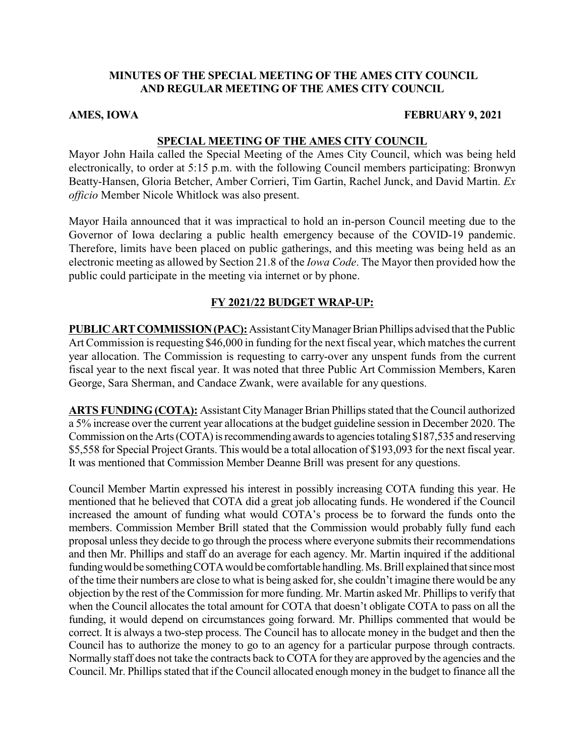# MINUTES OF THE SPECIAL MEETING OF THE AMES CITY COUNCIL AND REGULAR MEETING OF THE AMES CITY COUNCIL

**AMES, IOWA** **FEBRUARY 9, 2021**

## SPECIAL MEETING OF THE AMES CITY COUNCIL

Mayor John Haila called the Special Meeting of the Ames City Council, which was being held electronically, to order at 5:15 p.m. with the following Council members participating: Bronwyn Beatty-Hansen, Gloria Betcher, Amber Corrieri, Tim Gartin, Rachel Junck, and David Martin. *Ex officio* Member Nicole Whitlock was also present.

Mayor Haila announced that it was impractical to hold an in-person Council meeting due to the Governor of Iowa declaring a public health emergency because of the COVID-19 pandemic. Therefore, limits have been placed on public gatherings, and this meeting was being held as an electronic meeting as allowed by Section 21.8 of the *Iowa Code*. The Mayor then provided how the public could participate in the meeting via internet or by phone.

## FY 2021/22 BUDGET WRAP-UP:

**PUBLIC ART COMMISSION (PAC):** Assistant City Manager Brian Phillips advised that the Public Art Commission is requesting $46,000 in funding for the next fiscal year, which matches the current year allocation. The Commission is requesting to carry-over any unspent funds from the current fiscal year to the next fiscal year. It was noted that three Public Art Commission Members, Karen George, Sara Sherman, and Candace Zwank, were available for any questions.

**ARTS FUNDING (COTA):** Assistant City Manager Brian Phillips stated that the Council authorized a 5% increase over the current year allocations at the budget guideline session in December 2020. The Commission on the Arts (COTA) is recommending awards to agencies totaling $187,535 and reserving $5,558 for Special Project Grants. This would be a total allocation of $193,093 for the next fiscal year. It was mentioned that Commission Member Deanne Brill was present for any questions.

Council Member Martin expressed his interest in possibly increasing COTA funding this year. He mentioned that he believed that COTA did a great job allocating funds. He wondered if the Council increased the amount of funding what would COTA's process be to forward the funds onto the members. Commission Member Brill stated that the Commission would probably fully fund each proposal unless they decide to go through the process where everyone submits their recommendations and then Mr. Phillips and staff do an average for each agency. Mr. Martin inquired if the additional funding would be something COTA would be comfortable handling. Ms. Brill explained that since most of the time their numbers are close to what is being asked for, she couldn't imagine there would be any objection by the rest of the Commission for more funding. Mr. Martin asked Mr. Phillips to verify that when the Council allocates the total amount for COTA that doesn't obligate COTA to pass on all the funding, it would depend on circumstances going forward. Mr. Phillips commented that would be correct. It is always a two-step process. The Council has to allocate money in the budget and then the Council has to authorize the money to go to an agency for a particular purpose through contracts. Normally staff does not take the contracts back to COTA for they are approved by the agencies and the Council. Mr. Phillips stated that if the Council allocated enough money in the budget to finance all the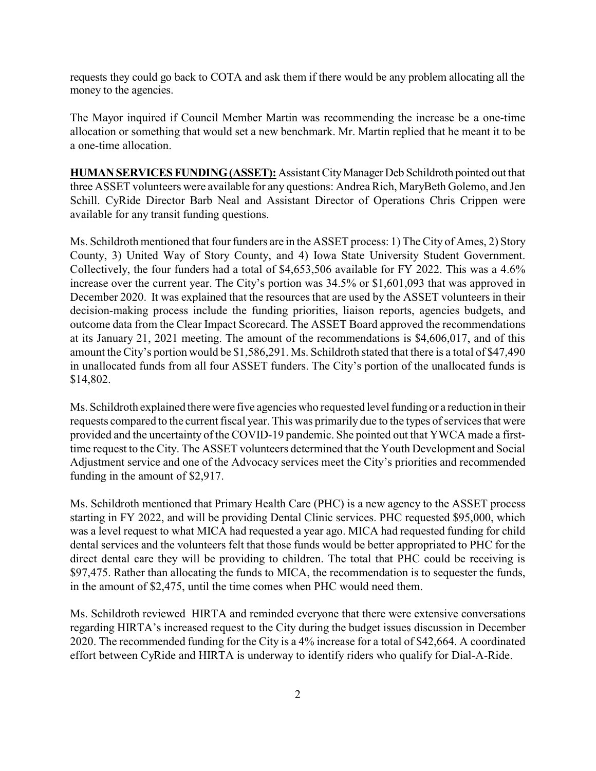requests they could go back to COTA and ask them if there would be any problem allocating all the money to the agencies.

The Mayor inquired if Council Member Martin was recommending the increase be a one-time allocation or something that would set a new benchmark. Mr. Martin replied that he meant it to be a one-time allocation.

**HUMAN SERVICES FUNDING (ASSET):** Assistant City Manager Deb Schildroth pointed out that three ASSET volunteers were available for any questions: Andrea Rich, MaryBeth Golemo, and Jen Schill. CyRide Director Barb Neal and Assistant Director of Operations Chris Crippen were available for any transit funding questions.

Ms. Schildroth mentioned that four funders are in the ASSET process: 1) The City of Ames, 2) Story County, 3) United Way of Story County, and 4) Iowa State University Student Government. Collectively, the four funders had a total of $4,653,506 available for FY 2022. This was a 4.6% increase over the current year. The City's portion was 34.5% or $1,601,093 that was approved in December 2020. It was explained that the resources that are used by the ASSET volunteers in their decision-making process include the funding priorities, liaison reports, agencies budgets, and outcome data from the Clear Impact Scorecard. The ASSET Board approved the recommendations at its January 21, 2021 meeting. The amount of the recommendations is $4,606,017, and of this amount the City's portion would be $1,586,291. Ms. Schildroth stated that there is a total of $47,490 in unallocated funds from all four ASSET funders. The City's portion of the unallocated funds is $14,802.

Ms. Schildroth explained there were five agencies who requested level funding or a reduction in their requests compared to the current fiscal year. This was primarily due to the types of services that were provided and the uncertainty of the COVID-19 pandemic. She pointed out that YWCA made a first-time request to the City. The ASSET volunteers determined that the Youth Development and Social Adjustment service and one of the Advocacy services meet the City's priorities and recommended funding in the amount of $2,917.

Ms. Schildroth mentioned that Primary Health Care (PHC) is a new agency to the ASSET process starting in FY 2022, and will be providing Dental Clinic services. PHC requested $95,000, which was a level request to what MICA had requested a year ago. MICA had requested funding for child dental services and the volunteers felt that those funds would be better appropriated to PHC for the direct dental care they will be providing to children. The total that PHC could be receiving is $97,475. Rather than allocating the funds to MICA, the recommendation is to sequester the funds, in the amount of $2,475, until the time comes when PHC would need them.

Ms. Schildroth reviewed HIRTA and reminded everyone that there were extensive conversations regarding HIRTA's increased request to the City during the budget issues discussion in December 2020. The recommended funding for the City is a 4% increase for a total of $42,664. A coordinated effort between CyRide and HIRTA is underway to identify riders who qualify for Dial-A-Ride.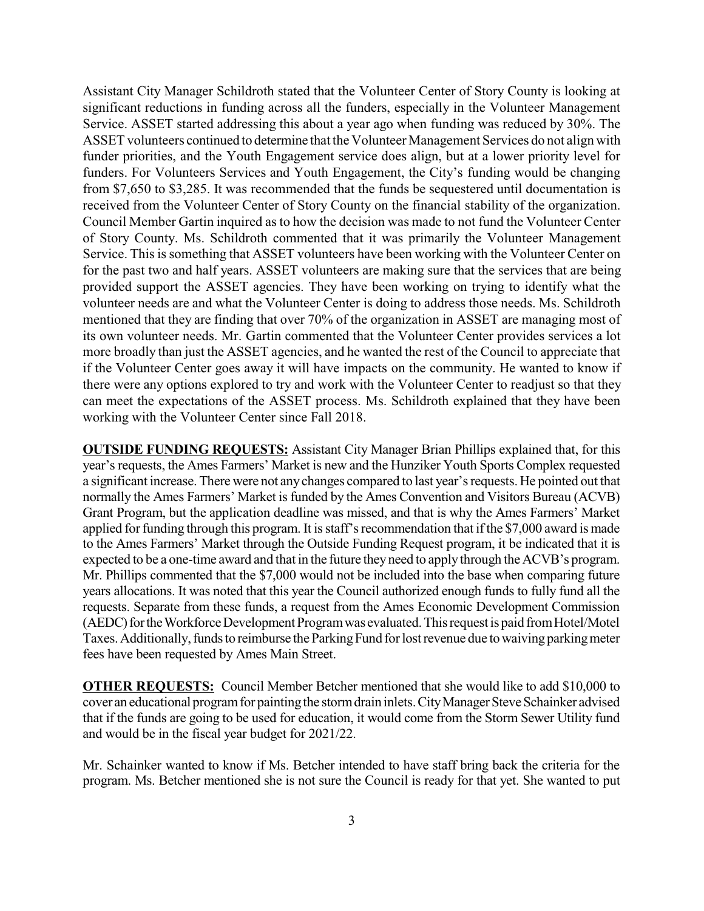Assistant City Manager Schildroth stated that the Volunteer Center of Story County is looking at significant reductions in funding across all the funders, especially in the Volunteer Management Service. ASSET started addressing this about a year ago when funding was reduced by 30%. The ASSET volunteers continued to determine that the Volunteer Management Services do not align with funder priorities, and the Youth Engagement service does align, but at a lower priority level for funders. For Volunteers Services and Youth Engagement, the City's funding would be changing from $7,650 to $3,285. It was recommended that the funds be sequestered until documentation is received from the Volunteer Center of Story County on the financial stability of the organization. Council Member Gartin inquired as to how the decision was made to not fund the Volunteer Center of Story County. Ms. Schildroth commented that it was primarily the Volunteer Management Service. This is something that ASSET volunteers have been working with the Volunteer Center on for the past two and half years. ASSET volunteers are making sure that the services that are being provided support the ASSET agencies. They have been working on trying to identify what the volunteer needs are and what the Volunteer Center is doing to address those needs. Ms. Schildroth mentioned that they are finding that over 70% of the organization in ASSET are managing most of its own volunteer needs. Mr. Gartin commented that the Volunteer Center provides services a lot more broadly than just the ASSET agencies, and he wanted the rest of the Council to appreciate that if the Volunteer Center goes away it will have impacts on the community. He wanted to know if there were any options explored to try and work with the Volunteer Center to readjust so that they can meet the expectations of the ASSET process. Ms. Schildroth explained that they have been working with the Volunteer Center since Fall 2018.

**OUTSIDE FUNDING REQUESTS:** Assistant City Manager Brian Phillips explained that, for this year's requests, the Ames Farmers' Market is new and the Hunziker Youth Sports Complex requested a significant increase. There were not any changes compared to last year's requests. He pointed out that normally the Ames Farmers' Market is funded by the Ames Convention and Visitors Bureau (ACVB) Grant Program, but the application deadline was missed, and that is why the Ames Farmers' Market applied for funding through this program. It is staff's recommendation that if the $7,000 award is made to the Ames Farmers' Market through the Outside Funding Request program, it be indicated that it is expected to be a one-time award and that in the future they need to apply through the ACVB's program. Mr. Phillips commented that the $7,000 would not be included into the base when comparing future years allocations. It was noted that this year the Council authorized enough funds to fully fund all the requests. Separate from these funds, a request from the Ames Economic Development Commission (AEDC) for the Workforce Development Program was evaluated. This request is paid from Hotel/Motel Taxes. Additionally, funds to reimburse the Parking Fund for lost revenue due to waiving parking meter fees have been requested by Ames Main Street.

**OTHER REQUESTS:** Council Member Betcher mentioned that she would like to add $10,000 to cover an educational program for painting the storm drain inlets. City Manager Steve Schainker advised that if the funds are going to be used for education, it would come from the Storm Sewer Utility fund and would be in the fiscal year budget for 2021/22.

Mr. Schainker wanted to know if Ms. Betcher intended to have staff bring back the criteria for the program. Ms. Betcher mentioned she is not sure the Council is ready for that yet. She wanted to put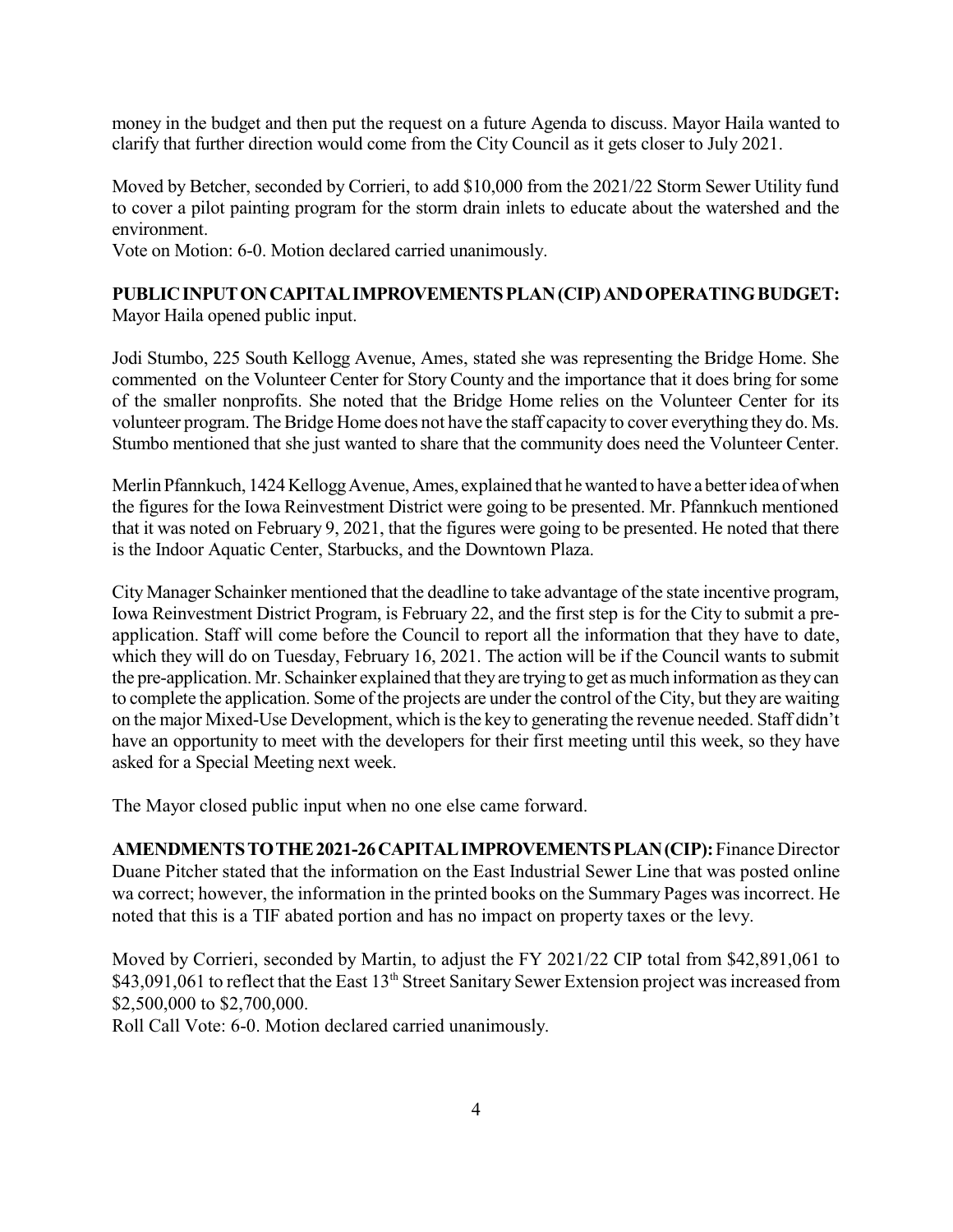money in the budget and then put the request on a future Agenda to discuss. Mayor Haila wanted to clarify that further direction would come from the City Council as it gets closer to July 2021.

Moved by Betcher, seconded by Corrieri, to add $10,000 from the 2021/22 Storm Sewer Utility fund to cover a pilot painting program for the storm drain inlets to educate about the watershed and the environment.
Vote on Motion: 6-0. Motion declared carried unanimously.

**PUBLIC INPUT ON CAPITAL IMPROVEMENTS PLAN (CIP) AND OPERATING BUDGET:** Mayor Haila opened public input.

Jodi Stumbo, 225 South Kellogg Avenue, Ames, stated she was representing the Bridge Home. She commented on the Volunteer Center for Story County and the importance that it does bring for some of the smaller nonprofits. She noted that the Bridge Home relies on the Volunteer Center for its volunteer program. The Bridge Home does not have the staff capacity to cover everything they do. Ms. Stumbo mentioned that she just wanted to share that the community does need the Volunteer Center.

Merlin Pfannkuch, 1424 Kellogg Avenue, Ames, explained that he wanted to have a better idea of when the figures for the Iowa Reinvestment District were going to be presented. Mr. Pfannkuch mentioned that it was noted on February 9, 2021, that the figures were going to be presented. He noted that there is the Indoor Aquatic Center, Starbucks, and the Downtown Plaza.

City Manager Schainker mentioned that the deadline to take advantage of the state incentive program, Iowa Reinvestment District Program, is February 22, and the first step is for the City to submit a pre-application. Staff will come before the Council to report all the information that they have to date, which they will do on Tuesday, February 16, 2021. The action will be if the Council wants to submit the pre-application. Mr. Schainker explained that they are trying to get as much information as they can to complete the application. Some of the projects are under the control of the City, but they are waiting on the major Mixed-Use Development, which is the key to generating the revenue needed. Staff didn't have an opportunity to meet with the developers for their first meeting until this week, so they have asked for a Special Meeting next week.

The Mayor closed public input when no one else came forward.

**AMENDMENTS TO THE 2021-26 CAPITAL IMPROVEMENTS PLAN (CIP):** Finance Director Duane Pitcher stated that the information on the East Industrial Sewer Line that was posted online wa correct; however, the information in the printed books on the Summary Pages was incorrect. He noted that this is a TIF abated portion and has no impact on property taxes or the levy.

Moved by Corrieri, seconded by Martin, to adjust the FY 2021/22 CIP total from $42,891,061 to $43,091,061 to reflect that the East 13th Street Sanitary Sewer Extension project was increased from $2,500,000 to $2,700,000.
Roll Call Vote: 6-0. Motion declared carried unanimously.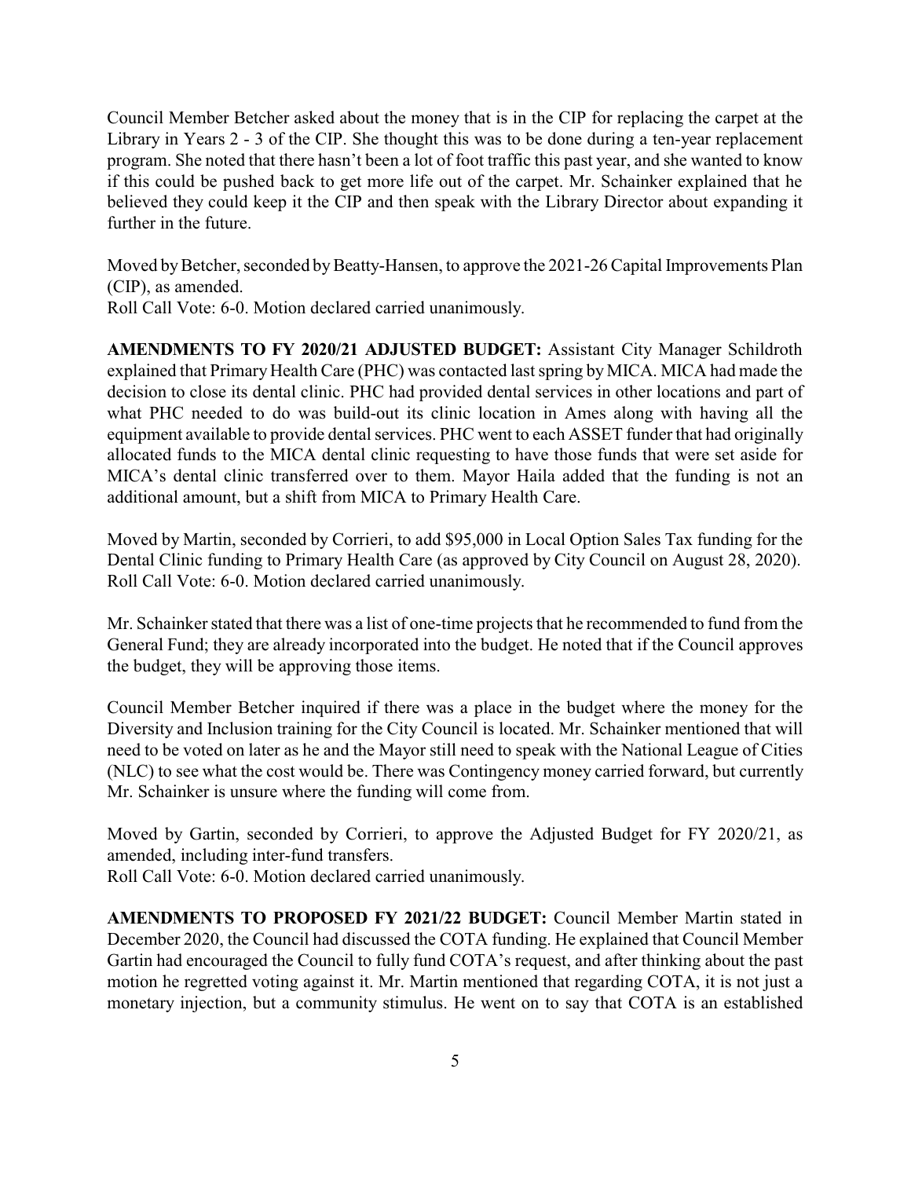Council Member Betcher asked about the money that is in the CIP for replacing the carpet at the Library in Years 2 - 3 of the CIP. She thought this was to be done during a ten-year replacement program. She noted that there hasn't been a lot of foot traffic this past year, and she wanted to know if this could be pushed back to get more life out of the carpet. Mr. Schainker explained that he believed they could keep it the CIP and then speak with the Library Director about expanding it further in the future.

Moved by Betcher, seconded by Beatty-Hansen, to approve the 2021-26 Capital Improvements Plan (CIP), as amended.
Roll Call Vote: 6-0. Motion declared carried unanimously.

**AMENDMENTS TO FY 2020/21 ADJUSTED BUDGET:** Assistant City Manager Schildroth explained that Primary Health Care (PHC) was contacted last spring by MICA. MICA had made the decision to close its dental clinic. PHC had provided dental services in other locations and part of what PHC needed to do was build-out its clinic location in Ames along with having all the equipment available to provide dental services. PHC went to each ASSET funder that had originally allocated funds to the MICA dental clinic requesting to have those funds that were set aside for MICA's dental clinic transferred over to them. Mayor Haila added that the funding is not an additional amount, but a shift from MICA to Primary Health Care.

Moved by Martin, seconded by Corrieri, to add $95,000 in Local Option Sales Tax funding for the Dental Clinic funding to Primary Health Care (as approved by City Council on August 28, 2020).
Roll Call Vote: 6-0. Motion declared carried unanimously.

Mr. Schainker stated that there was a list of one-time projects that he recommended to fund from the General Fund; they are already incorporated into the budget. He noted that if the Council approves the budget, they will be approving those items.

Council Member Betcher inquired if there was a place in the budget where the money for the Diversity and Inclusion training for the City Council is located. Mr. Schainker mentioned that will need to be voted on later as he and the Mayor still need to speak with the National League of Cities (NLC) to see what the cost would be. There was Contingency money carried forward, but currently Mr. Schainker is unsure where the funding will come from.

Moved by Gartin, seconded by Corrieri, to approve the Adjusted Budget for FY 2020/21, as amended, including inter-fund transfers.
Roll Call Vote: 6-0. Motion declared carried unanimously.

**AMENDMENTS TO PROPOSED FY 2021/22 BUDGET:** Council Member Martin stated in December 2020, the Council had discussed the COTA funding. He explained that Council Member Gartin had encouraged the Council to fully fund COTA's request, and after thinking about the past motion he regretted voting against it. Mr. Martin mentioned that regarding COTA, it is not just a monetary injection, but a community stimulus. He went on to say that COTA is an established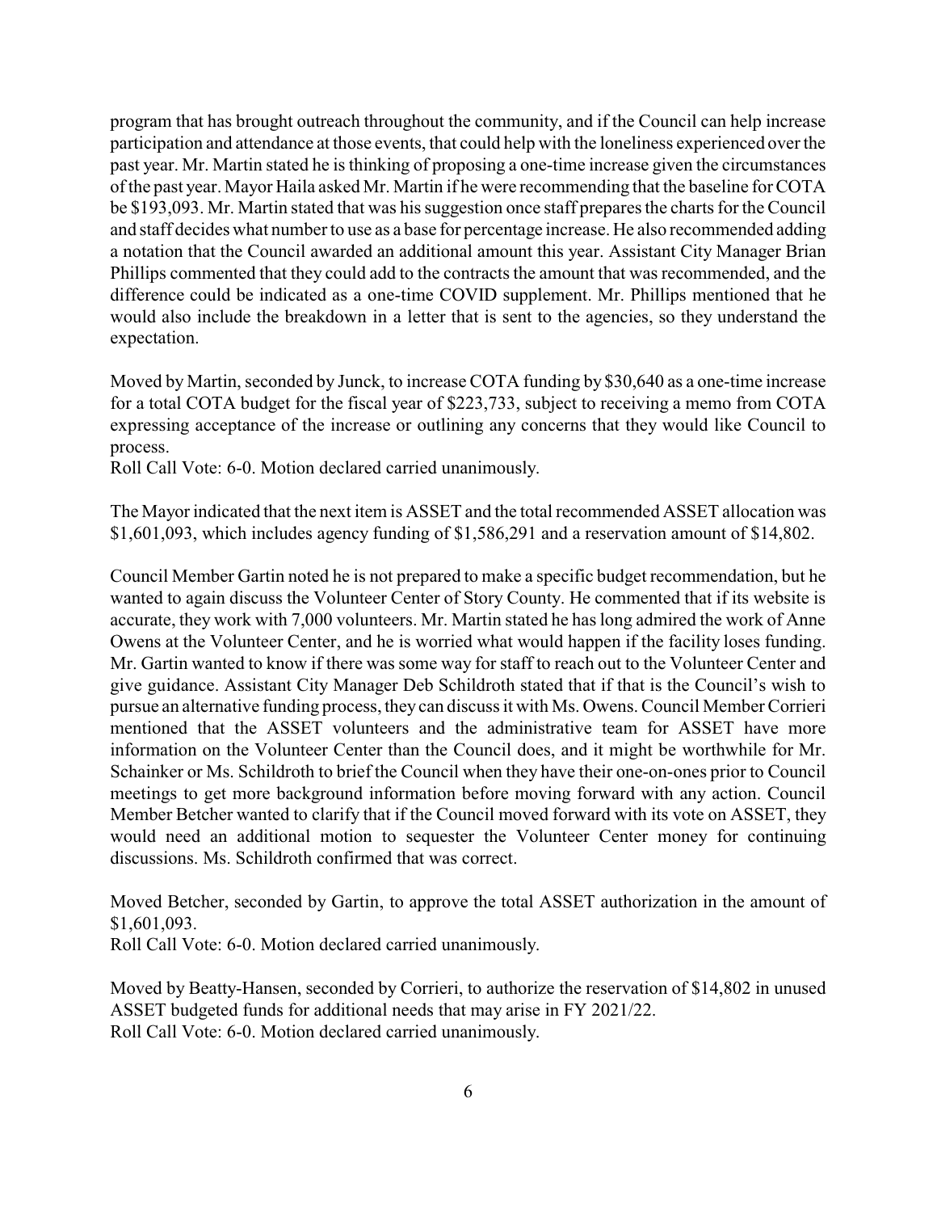program that has brought outreach throughout the community, and if the Council can help increase participation and attendance at those events, that could help with the loneliness experienced over the past year. Mr. Martin stated he is thinking of proposing a one-time increase given the circumstances of the past year. Mayor Haila asked Mr. Martin if he were recommending that the baseline for COTA be $193,093. Mr. Martin stated that was his suggestion once staff prepares the charts for the Council and staff decides what number to use as a base for percentage increase. He also recommended adding a notation that the Council awarded an additional amount this year. Assistant City Manager Brian Phillips commented that they could add to the contracts the amount that was recommended, and the difference could be indicated as a one-time COVID supplement. Mr. Phillips mentioned that he would also include the breakdown in a letter that is sent to the agencies, so they understand the expectation.

Moved by Martin, seconded by Junck, to increase COTA funding by $30,640 as a one-time increase for a total COTA budget for the fiscal year of $223,733, subject to receiving a memo from COTA expressing acceptance of the increase or outlining any concerns that they would like Council to process.
Roll Call Vote: 6-0. Motion declared carried unanimously.

The Mayor indicated that the next item is ASSET and the total recommended ASSET allocation was $1,601,093, which includes agency funding of $1,586,291 and a reservation amount of $14,802.

Council Member Gartin noted he is not prepared to make a specific budget recommendation, but he wanted to again discuss the Volunteer Center of Story County. He commented that if its website is accurate, they work with 7,000 volunteers. Mr. Martin stated he has long admired the work of Anne Owens at the Volunteer Center, and he is worried what would happen if the facility loses funding. Mr. Gartin wanted to know if there was some way for staff to reach out to the Volunteer Center and give guidance. Assistant City Manager Deb Schildroth stated that if that is the Council's wish to pursue an alternative funding process, they can discuss it with Ms. Owens. Council Member Corrieri mentioned that the ASSET volunteers and the administrative team for ASSET have more information on the Volunteer Center than the Council does, and it might be worthwhile for Mr. Schainker or Ms. Schildroth to brief the Council when they have their one-on-ones prior to Council meetings to get more background information before moving forward with any action. Council Member Betcher wanted to clarify that if the Council moved forward with its vote on ASSET, they would need an additional motion to sequester the Volunteer Center money for continuing discussions. Ms. Schildroth confirmed that was correct.

Moved Betcher, seconded by Gartin, to approve the total ASSET authorization in the amount of $1,601,093.
Roll Call Vote: 6-0. Motion declared carried unanimously.

Moved by Beatty-Hansen, seconded by Corrieri, to authorize the reservation of $14,802 in unused ASSET budgeted funds for additional needs that may arise in FY 2021/22.
Roll Call Vote: 6-0. Motion declared carried unanimously.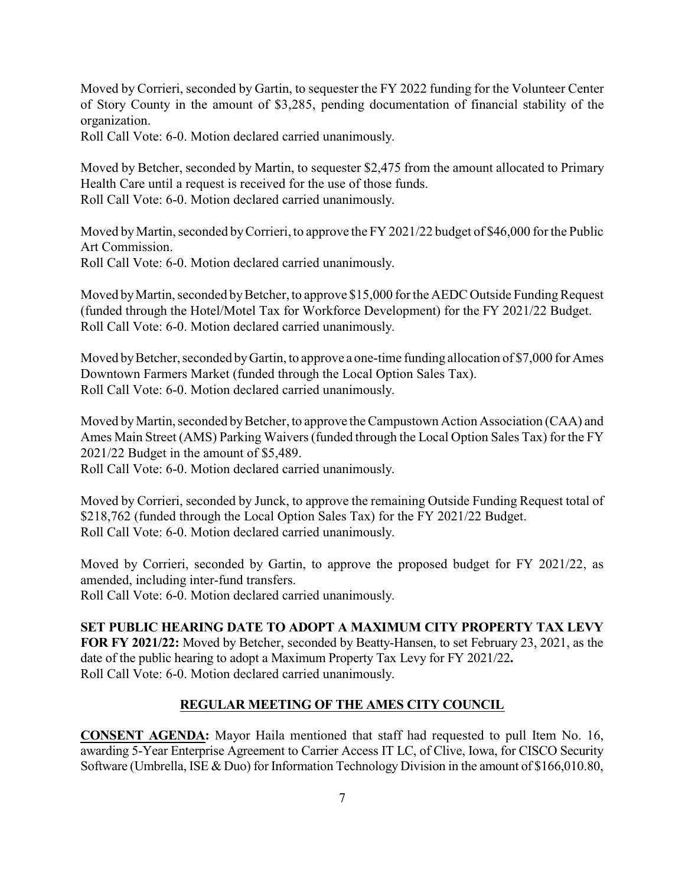Moved by Corrieri, seconded by Gartin, to sequester the FY 2022 funding for the Volunteer Center of Story County in the amount of $3,285, pending documentation of financial stability of the organization.
Roll Call Vote: 6-0. Motion declared carried unanimously.

Moved by Betcher, seconded by Martin, to sequester $2,475 from the amount allocated to Primary Health Care until a request is received for the use of those funds.
Roll Call Vote: 6-0. Motion declared carried unanimously.

Moved by Martin, seconded by Corrieri, to approve the FY 2021/22 budget of $46,000 for the Public Art Commission.
Roll Call Vote: 6-0. Motion declared carried unanimously.

Moved by Martin, seconded by Betcher, to approve $15,000 for the AEDC Outside Funding Request (funded through the Hotel/Motel Tax for Workforce Development) for the FY 2021/22 Budget.
Roll Call Vote: 6-0. Motion declared carried unanimously.

Moved by Betcher, seconded by Gartin, to approve a one-time funding allocation of $7,000 for Ames Downtown Farmers Market (funded through the Local Option Sales Tax).
Roll Call Vote: 6-0. Motion declared carried unanimously.

Moved by Martin, seconded by Betcher, to approve the Campustown Action Association (CAA) and Ames Main Street (AMS) Parking Waivers (funded through the Local Option Sales Tax) for the FY 2021/22 Budget in the amount of $5,489.
Roll Call Vote: 6-0. Motion declared carried unanimously.

Moved by Corrieri, seconded by Junck, to approve the remaining Outside Funding Request total of $218,762 (funded through the Local Option Sales Tax) for the FY 2021/22 Budget.
Roll Call Vote: 6-0. Motion declared carried unanimously.

Moved by Corrieri, seconded by Gartin, to approve the proposed budget for FY 2021/22, as amended, including inter-fund transfers.
Roll Call Vote: 6-0. Motion declared carried unanimously.

**SET PUBLIC HEARING DATE TO ADOPT A MAXIMUM CITY PROPERTY TAX LEVY FOR FY 2021/22:** Moved by Betcher, seconded by Beatty-Hansen, to set February 23, 2021, as the date of the public hearing to adopt a Maximum Property Tax Levy for FY 2021/22**.**
Roll Call Vote: 6-0. Motion declared carried unanimously.

## REGULAR MEETING OF THE AMES CITY COUNCIL

**CONSENT AGENDA:** Mayor Haila mentioned that staff had requested to pull Item No. 16, awarding 5-Year Enterprise Agreement to Carrier Access IT LC, of Clive, Iowa, for CISCO Security Software (Umbrella, ISE & Duo) for Information Technology Division in the amount of $166,010.80,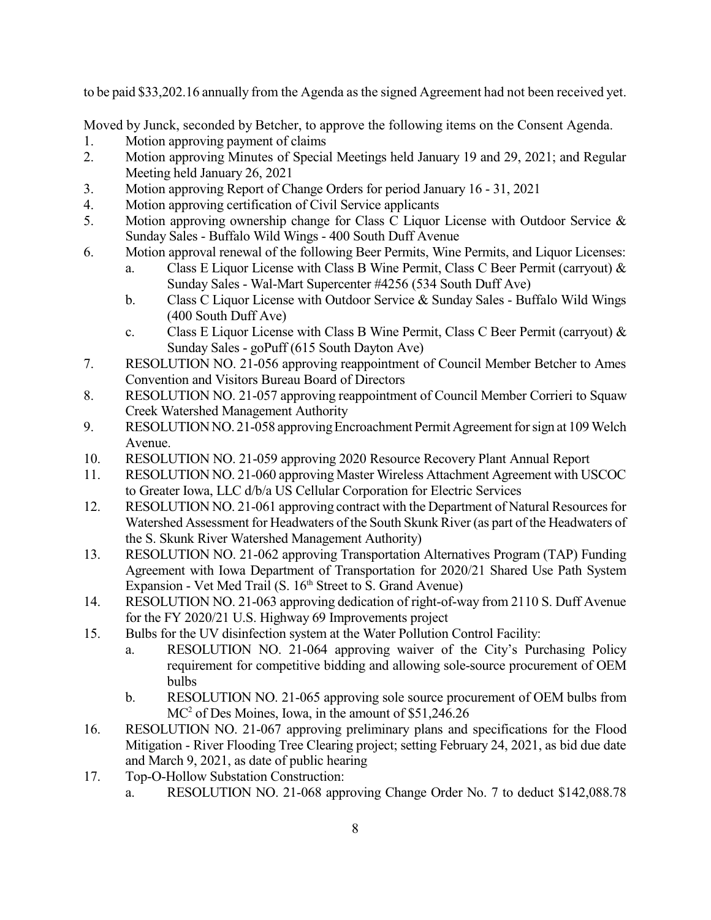to be paid $33,202.16 annually from the Agenda as the signed Agreement had not been received yet.

Moved by Junck, seconded by Betcher, to approve the following items on the Consent Agenda.

1. Motion approving payment of claims
2. Motion approving Minutes of Special Meetings held January 19 and 29, 2021; and Regular Meeting held January 26, 2021
3. Motion approving Report of Change Orders for period January 16 - 31, 2021
4. Motion approving certification of Civil Service applicants
5. Motion approving ownership change for Class C Liquor License with Outdoor Service & Sunday Sales - Buffalo Wild Wings - 400 South Duff Avenue
6. Motion approval renewal of the following Beer Permits, Wine Permits, and Liquor Licenses:
   a. Class E Liquor License with Class B Wine Permit, Class C Beer Permit (carryout) & Sunday Sales - Wal-Mart Supercenter #4256 (534 South Duff Ave)
   b. Class C Liquor License with Outdoor Service & Sunday Sales - Buffalo Wild Wings (400 South Duff Ave)
   c. Class E Liquor License with Class B Wine Permit, Class C Beer Permit (carryout) & Sunday Sales - goPuff (615 South Dayton Ave)
7. RESOLUTION NO. 21-056 approving reappointment of Council Member Betcher to Ames Convention and Visitors Bureau Board of Directors
8. RESOLUTION NO. 21-057 approving reappointment of Council Member Corrieri to Squaw Creek Watershed Management Authority
9. RESOLUTION NO. 21-058 approving Encroachment Permit Agreement for sign at 109 Welch Avenue.
10. RESOLUTION NO. 21-059 approving 2020 Resource Recovery Plant Annual Report
11. RESOLUTION NO. 21-060 approving Master Wireless Attachment Agreement with USCOC to Greater Iowa, LLC d/b/a US Cellular Corporation for Electric Services
12. RESOLUTION NO. 21-061 approving contract with the Department of Natural Resources for Watershed Assessment for Headwaters of the South Skunk River (as part of the Headwaters of the S. Skunk River Watershed Management Authority)
13. RESOLUTION NO. 21-062 approving Transportation Alternatives Program (TAP) Funding Agreement with Iowa Department of Transportation for 2020/21 Shared Use Path System Expansion - Vet Med Trail (S. 16th Street to S. Grand Avenue)
14. RESOLUTION NO. 21-063 approving dedication of right-of-way from 2110 S. Duff Avenue for the FY 2020/21 U.S. Highway 69 Improvements project
15. Bulbs for the UV disinfection system at the Water Pollution Control Facility:
    a. RESOLUTION NO. 21-064 approving waiver of the City's Purchasing Policy requirement for competitive bidding and allowing sole-source procurement of OEM bulbs
    b. RESOLUTION NO. 21-065 approving sole source procurement of OEM bulbs from $MC^2$ of Des Moines, Iowa, in the amount of $51,246.26
16. RESOLUTION NO. 21-067 approving preliminary plans and specifications for the Flood Mitigation - River Flooding Tree Clearing project; setting February 24, 2021, as bid due date and March 9, 2021, as date of public hearing
17. Top-O-Hollow Substation Construction:
    a. RESOLUTION NO. 21-068 approving Change Order No. 7 to deduct $142,088.78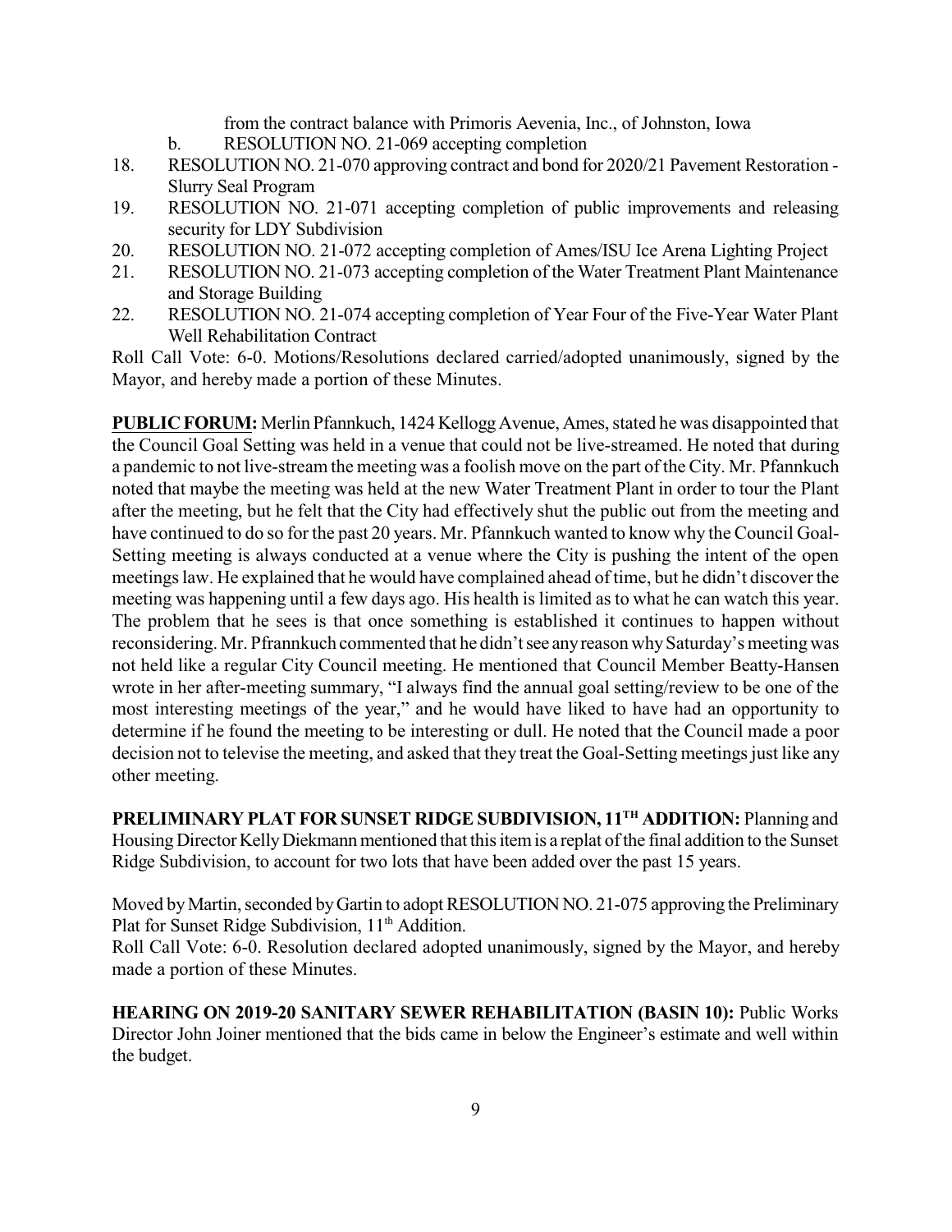from the contract balance with Primoris Aevenia, Inc., of Johnston, Iowa

b. RESOLUTION NO. 21-069 accepting completion

18. RESOLUTION NO. 21-070 approving contract and bond for 2020/21 Pavement Restoration - Slurry Seal Program
19. RESOLUTION NO. 21-071 accepting completion of public improvements and releasing security for LDY Subdivision
20. RESOLUTION NO. 21-072 accepting completion of Ames/ISU Ice Arena Lighting Project
21. RESOLUTION NO. 21-073 accepting completion of the Water Treatment Plant Maintenance and Storage Building
22. RESOLUTION NO. 21-074 accepting completion of Year Four of the Five-Year Water Plant Well Rehabilitation Contract

Roll Call Vote: 6-0. Motions/Resolutions declared carried/adopted unanimously, signed by the Mayor, and hereby made a portion of these Minutes.

**PUBLIC FORUM:** Merlin Pfannkuch, 1424 Kellogg Avenue, Ames, stated he was disappointed that the Council Goal Setting was held in a venue that could not be live-streamed. He noted that during a pandemic to not live-stream the meeting was a foolish move on the part of the City. Mr. Pfannkuch noted that maybe the meeting was held at the new Water Treatment Plant in order to tour the Plant after the meeting, but he felt that the City had effectively shut the public out from the meeting and have continued to do so for the past 20 years. Mr. Pfannkuch wanted to know why the Council Goal-Setting meeting is always conducted at a venue where the City is pushing the intent of the open meetings law. He explained that he would have complained ahead of time, but he didn't discover the meeting was happening until a few days ago. His health is limited as to what he can watch this year. The problem that he sees is that once something is established it continues to happen without reconsidering. Mr. Pfrannkuch commented that he didn't see any reason why Saturday's meeting was not held like a regular City Council meeting. He mentioned that Council Member Beatty-Hansen wrote in her after-meeting summary, "I always find the annual goal setting/review to be one of the most interesting meetings of the year," and he would have liked to have had an opportunity to determine if he found the meeting to be interesting or dull. He noted that the Council made a poor decision not to televise the meeting, and asked that they treat the Goal-Setting meetings just like any other meeting.

**PRELIMINARY PLAT FOR SUNSET RIDGE SUBDIVISION, 11TH ADDITION:** Planning and Housing Director Kelly Diekmann mentioned that this item is a replat of the final addition to the Sunset Ridge Subdivision, to account for two lots that have been added over the past 15 years.

Moved by Martin, seconded by Gartin to adopt RESOLUTION NO. 21-075 approving the Preliminary Plat for Sunset Ridge Subdivision, 11th Addition.

Roll Call Vote: 6-0. Resolution declared adopted unanimously, signed by the Mayor, and hereby made a portion of these Minutes.

**HEARING ON 2019-20 SANITARY SEWER REHABILITATION (BASIN 10):** Public Works Director John Joiner mentioned that the bids came in below the Engineer's estimate and well within the budget.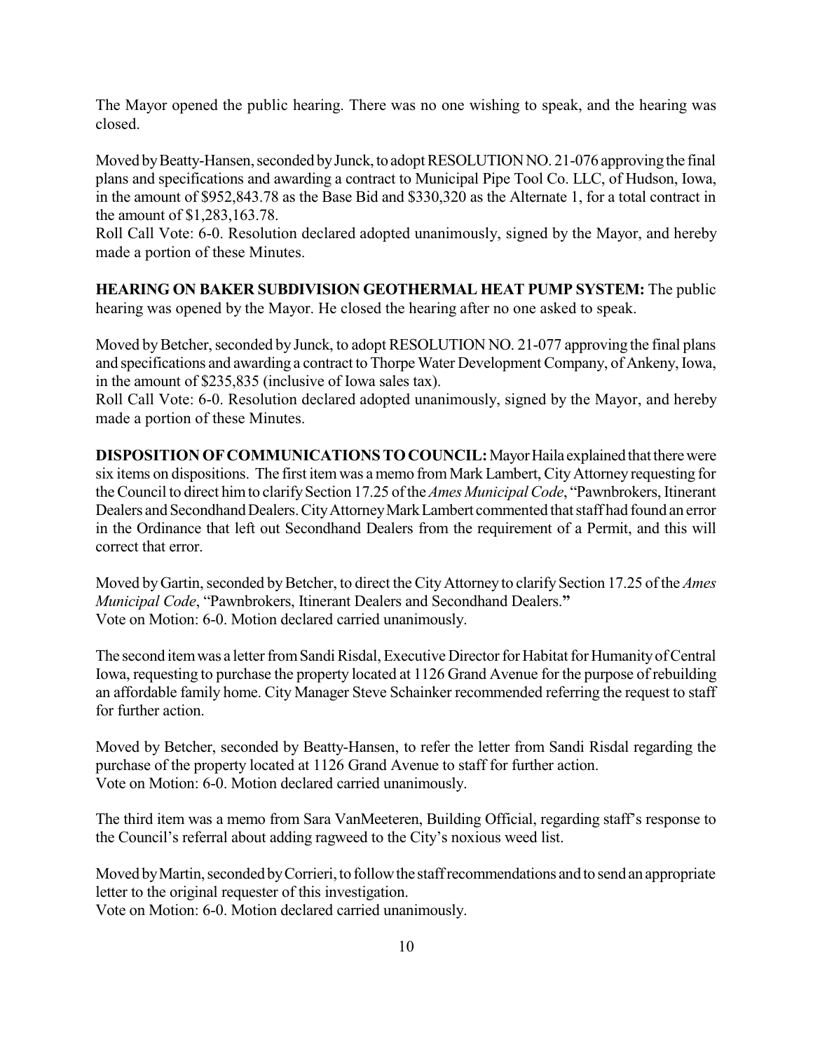The Mayor opened the public hearing. There was no one wishing to speak, and the hearing was closed.

Moved by Beatty-Hansen, seconded by Junck, to adopt RESOLUTION NO. 21-076 approving the final plans and specifications and awarding a contract to Municipal Pipe Tool Co. LLC, of Hudson, Iowa, in the amount of $952,843.78 as the Base Bid and $330,320 as the Alternate 1, for a total contract in the amount of $1,283,163.78.
Roll Call Vote: 6-0. Resolution declared adopted unanimously, signed by the Mayor, and hereby made a portion of these Minutes.

**HEARING ON BAKER SUBDIVISION GEOTHERMAL HEAT PUMP SYSTEM:** The public hearing was opened by the Mayor. He closed the hearing after no one asked to speak.

Moved by Betcher, seconded by Junck, to adopt RESOLUTION NO. 21-077 approving the final plans and specifications and awarding a contract to Thorpe Water Development Company, of Ankeny, Iowa, in the amount of $235,835 (inclusive of Iowa sales tax).
Roll Call Vote: 6-0. Resolution declared adopted unanimously, signed by the Mayor, and hereby made a portion of these Minutes.

**DISPOSITION OF COMMUNICATIONS TO COUNCIL:** Mayor Haila explained that there were six items on dispositions. The first item was a memo from Mark Lambert, City Attorney requesting for the Council to direct him to clarify Section 17.25 of the *Ames Municipal Code*, "Pawnbrokers, Itinerant Dealers and Secondhand Dealers. City Attorney Mark Lambert commented that staff had found an error in the Ordinance that left out Secondhand Dealers from the requirement of a Permit, and this will correct that error.

Moved by Gartin, seconded by Betcher, to direct the City Attorney to clarify Section 17.25 of the *Ames Municipal Code*, "Pawnbrokers, Itinerant Dealers and Secondhand Dealers."
Vote on Motion: 6-0. Motion declared carried unanimously.

The second item was a letter from Sandi Risdal, Executive Director for Habitat for Humanity of Central Iowa, requesting to purchase the property located at 1126 Grand Avenue for the purpose of rebuilding an affordable family home. City Manager Steve Schainker recommended referring the request to staff for further action.

Moved by Betcher, seconded by Beatty-Hansen, to refer the letter from Sandi Risdal regarding the purchase of the property located at 1126 Grand Avenue to staff for further action.
Vote on Motion: 6-0. Motion declared carried unanimously.

The third item was a memo from Sara VanMeeteren, Building Official, regarding staff's response to the Council's referral about adding ragweed to the City's noxious weed list.

Moved by Martin, seconded by Corrieri, to follow the staff recommendations and to send an appropriate letter to the original requester of this investigation.
Vote on Motion: 6-0. Motion declared carried unanimously.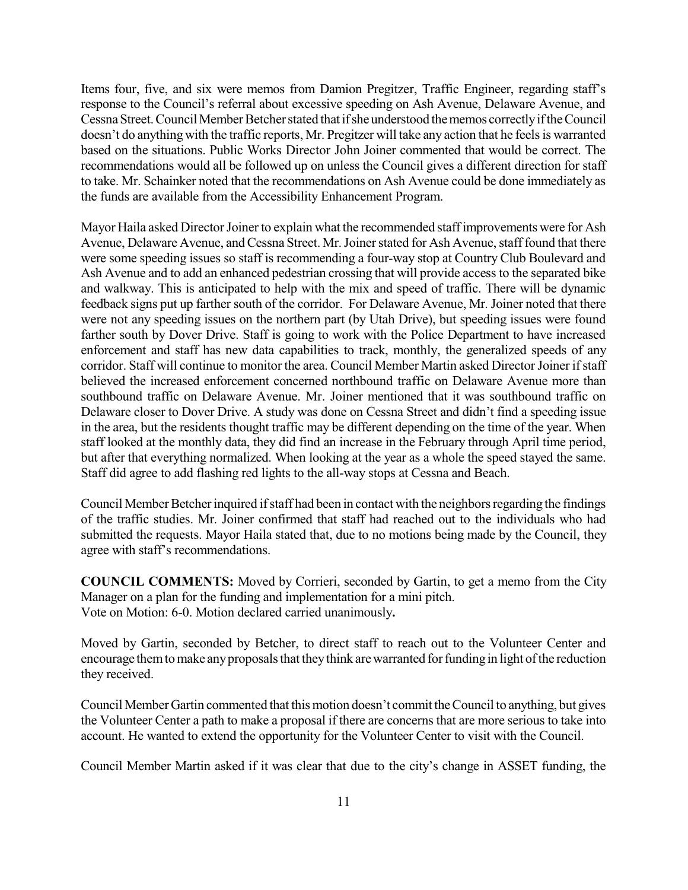Items four, five, and six were memos from Damion Pregitzer, Traffic Engineer, regarding staff's response to the Council's referral about excessive speeding on Ash Avenue, Delaware Avenue, and Cessna Street. Council Member Betcher stated that if she understood the memos correctly if the Council doesn't do anything with the traffic reports, Mr. Pregitzer will take any action that he feels is warranted based on the situations. Public Works Director John Joiner commented that would be correct. The recommendations would all be followed up on unless the Council gives a different direction for staff to take. Mr. Schainker noted that the recommendations on Ash Avenue could be done immediately as the funds are available from the Accessibility Enhancement Program.

Mayor Haila asked Director Joiner to explain what the recommended staff improvements were for Ash Avenue, Delaware Avenue, and Cessna Street. Mr. Joiner stated for Ash Avenue, staff found that there were some speeding issues so staff is recommending a four-way stop at Country Club Boulevard and Ash Avenue and to add an enhanced pedestrian crossing that will provide access to the separated bike and walkway. This is anticipated to help with the mix and speed of traffic. There will be dynamic feedback signs put up farther south of the corridor. For Delaware Avenue, Mr. Joiner noted that there were not any speeding issues on the northern part (by Utah Drive), but speeding issues were found farther south by Dover Drive. Staff is going to work with the Police Department to have increased enforcement and staff has new data capabilities to track, monthly, the generalized speeds of any corridor. Staff will continue to monitor the area. Council Member Martin asked Director Joiner if staff believed the increased enforcement concerned northbound traffic on Delaware Avenue more than southbound traffic on Delaware Avenue. Mr. Joiner mentioned that it was southbound traffic on Delaware closer to Dover Drive. A study was done on Cessna Street and didn't find a speeding issue in the area, but the residents thought traffic may be different depending on the time of the year. When staff looked at the monthly data, they did find an increase in the February through April time period, but after that everything normalized. When looking at the year as a whole the speed stayed the same. Staff did agree to add flashing red lights to the all-way stops at Cessna and Beach.

Council Member Betcher inquired if staff had been in contact with the neighbors regarding the findings of the traffic studies. Mr. Joiner confirmed that staff had reached out to the individuals who had submitted the requests. Mayor Haila stated that, due to no motions being made by the Council, they agree with staff's recommendations.

**COUNCIL COMMENTS:** Moved by Corrieri, seconded by Gartin, to get a memo from the City Manager on a plan for the funding and implementation for a mini pitch.
Vote on Motion: 6-0. Motion declared carried unanimously**.**

Moved by Gartin, seconded by Betcher, to direct staff to reach out to the Volunteer Center and encourage them to make any proposals that they think are warranted for funding in light of the reduction they received.

Council Member Gartin commented that this motion doesn't commit the Council to anything, but gives the Volunteer Center a path to make a proposal if there are concerns that are more serious to take into account. He wanted to extend the opportunity for the Volunteer Center to visit with the Council.

Council Member Martin asked if it was clear that due to the city's change in ASSET funding, the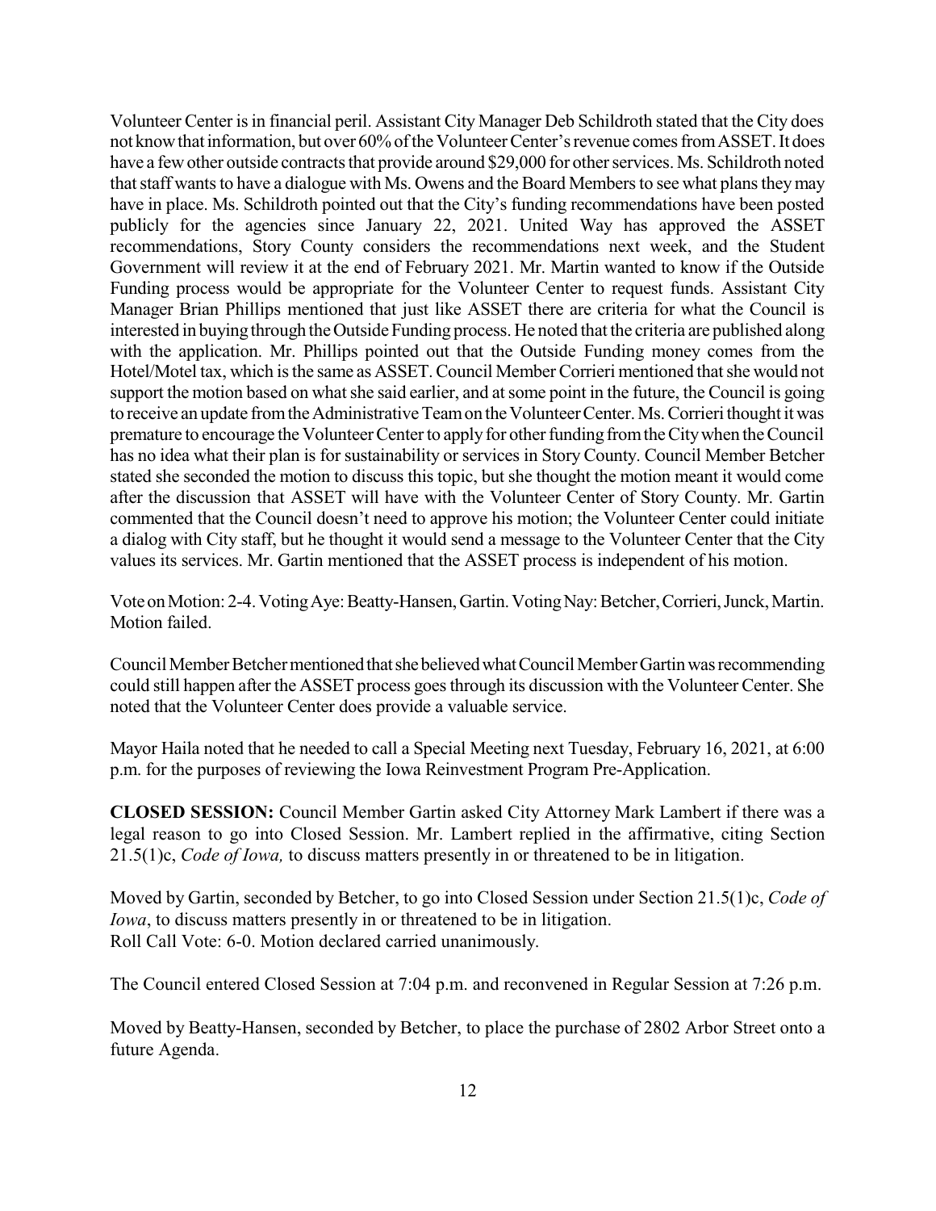Volunteer Center is in financial peril. Assistant City Manager Deb Schildroth stated that the City does not know that information, but over 60% of the Volunteer Center's revenue comes from ASSET. It does have a few other outside contracts that provide around $29,000 for other services. Ms. Schildroth noted that staff wants to have a dialogue with Ms. Owens and the Board Members to see what plans they may have in place. Ms. Schildroth pointed out that the City's funding recommendations have been posted publicly for the agencies since January 22, 2021. United Way has approved the ASSET recommendations, Story County considers the recommendations next week, and the Student Government will review it at the end of February 2021. Mr. Martin wanted to know if the Outside Funding process would be appropriate for the Volunteer Center to request funds. Assistant City Manager Brian Phillips mentioned that just like ASSET there are criteria for what the Council is interested in buying through the Outside Funding process. He noted that the criteria are published along with the application. Mr. Phillips pointed out that the Outside Funding money comes from the Hotel/Motel tax, which is the same as ASSET. Council Member Corrieri mentioned that she would not support the motion based on what she said earlier, and at some point in the future, the Council is going to receive an update from the Administrative Team on the Volunteer Center. Ms. Corrieri thought it was premature to encourage the Volunteer Center to apply for other funding from the City when the Council has no idea what their plan is for sustainability or services in Story County. Council Member Betcher stated she seconded the motion to discuss this topic, but she thought the motion meant it would come after the discussion that ASSET will have with the Volunteer Center of Story County. Mr. Gartin commented that the Council doesn't need to approve his motion; the Volunteer Center could initiate a dialog with City staff, but he thought it would send a message to the Volunteer Center that the City values its services. Mr. Gartin mentioned that the ASSET process is independent of his motion.

Vote on Motion: 2-4. Voting Aye: Beatty-Hansen, Gartin. Voting Nay: Betcher, Corrieri, Junck, Martin. Motion failed.

Council Member Betcher mentioned that she believed what Council Member Gartin was recommending could still happen after the ASSET process goes through its discussion with the Volunteer Center. She noted that the Volunteer Center does provide a valuable service.

Mayor Haila noted that he needed to call a Special Meeting next Tuesday, February 16, 2021, at 6:00 p.m. for the purposes of reviewing the Iowa Reinvestment Program Pre-Application.

**CLOSED SESSION:** Council Member Gartin asked City Attorney Mark Lambert if there was a legal reason to go into Closed Session. Mr. Lambert replied in the affirmative, citing Section 21.5(1)c, *Code of Iowa,* to discuss matters presently in or threatened to be in litigation.

Moved by Gartin, seconded by Betcher, to go into Closed Session under Section 21.5(1)c, *Code of Iowa*, to discuss matters presently in or threatened to be in litigation.
Roll Call Vote: 6-0. Motion declared carried unanimously.

The Council entered Closed Session at 7:04 p.m. and reconvened in Regular Session at 7:26 p.m.

Moved by Beatty-Hansen, seconded by Betcher, to place the purchase of 2802 Arbor Street onto a future Agenda.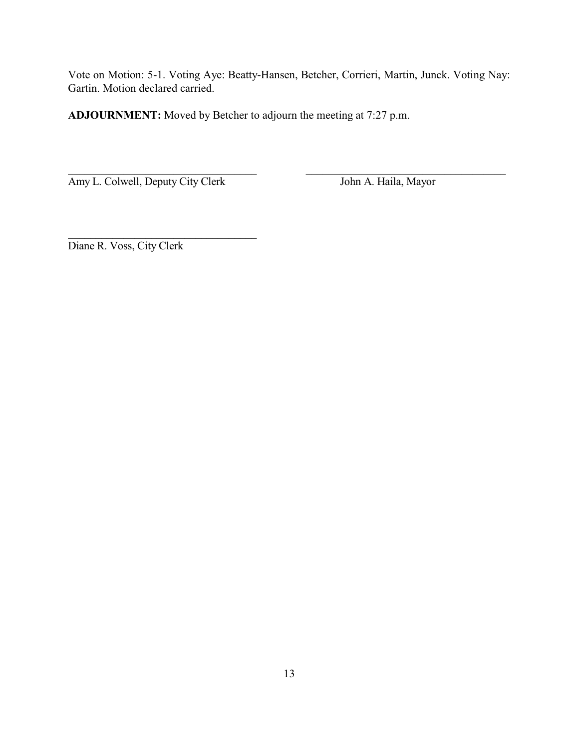Vote on Motion: 5-1. Voting Aye: Beatty-Hansen, Betcher, Corrieri, Martin, Junck. Voting Nay: Gartin. Motion declared carried.

**ADJOURNMENT:** Moved by Betcher to adjourn the meeting at 7:27 p.m.

\_\_\_\_\_\_\_\_\_\_\_\_\_\_\_\_\_\_\_\_\_\_\_\_\_\_\_\_\_\_\_\_\_\_\_\_
Amy L. Colwell, Deputy City Clerk

\_\_\_\_\_\_\_\_\_\_\_\_\_\_\_\_\_\_\_\_\_\_\_\_\_\_\_\_\_\_\_\_\_\_\_\_
John A. Haila, Mayor

\_\_\_\_\_\_\_\_\_\_\_\_\_\_\_\_\_\_\_\_\_\_\_\_\_\_\_\_\_\_\_\_\_\_\_\_
Diane R. Voss, City Clerk